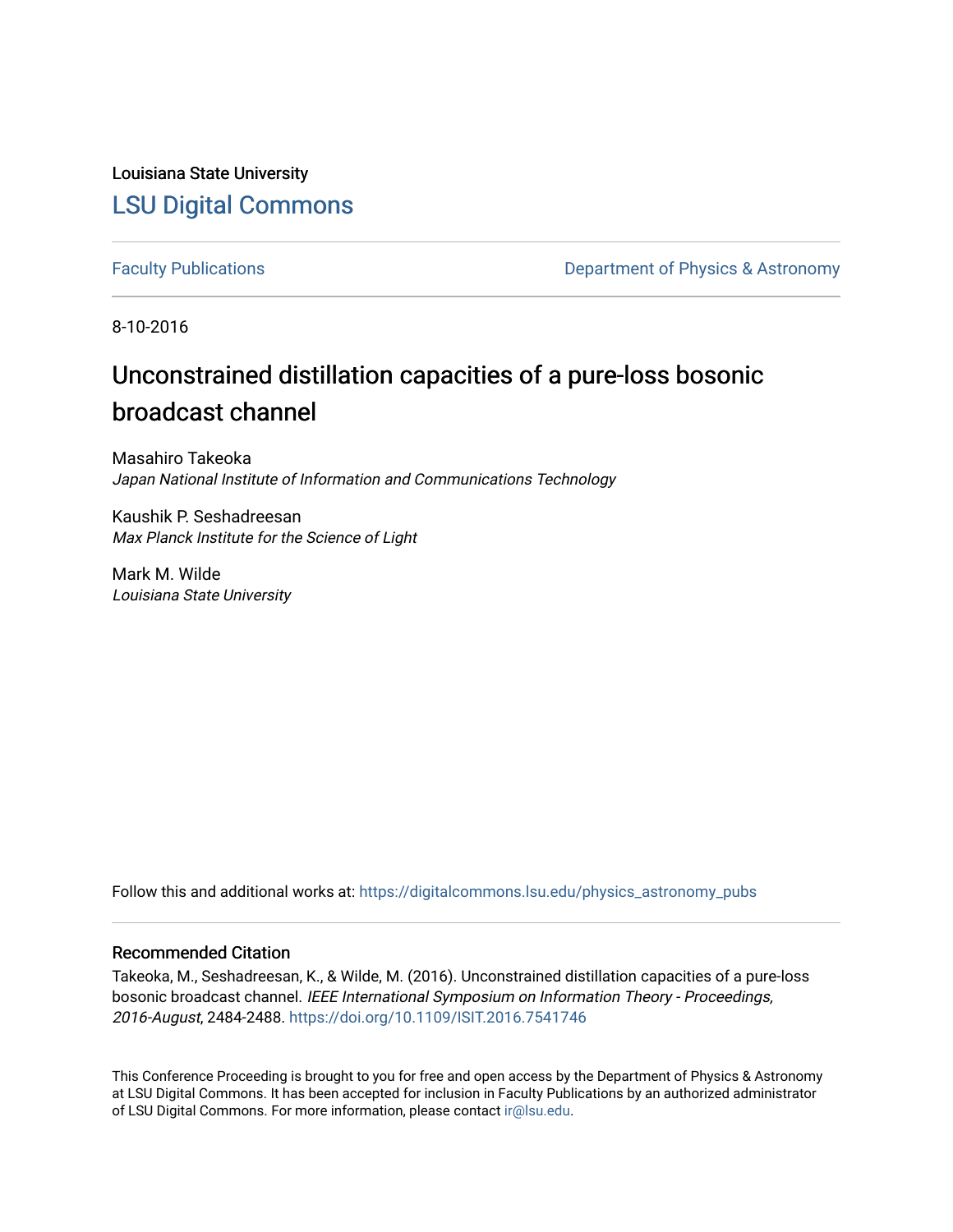Louisiana State University

## LSU Digital Commons

Faculty Publications | Department of Physics & Astronomy

8-10-2016

# Unconstrained distillation capacities of a pure-loss bosonic broadcast channel

Masahiro Takeoka
*Japan National Institute of Information and Communications Technology*

Kaushik P. Seshadreesan
*Max Planck Institute for the Science of Light*

Mark M. Wilde
*Louisiana State University*

Follow this and additional works at: https://digitalcommons.lsu.edu/physics_astronomy_pubs

### Recommended Citation

Takeoka, M., Seshadreesan, K., & Wilde, M. (2016). Unconstrained distillation capacities of a pure-loss bosonic broadcast channel. *IEEE International Symposium on Information Theory - Proceedings, 2016-August*, 2484-2488. https://doi.org/10.1109/ISIT.2016.7541746

This Conference Proceeding is brought to you for free and open access by the Department of Physics & Astronomy at LSU Digital Commons. It has been accepted for inclusion in Faculty Publications by an authorized administrator of LSU Digital Commons. For more information, please contact ir@lsu.edu.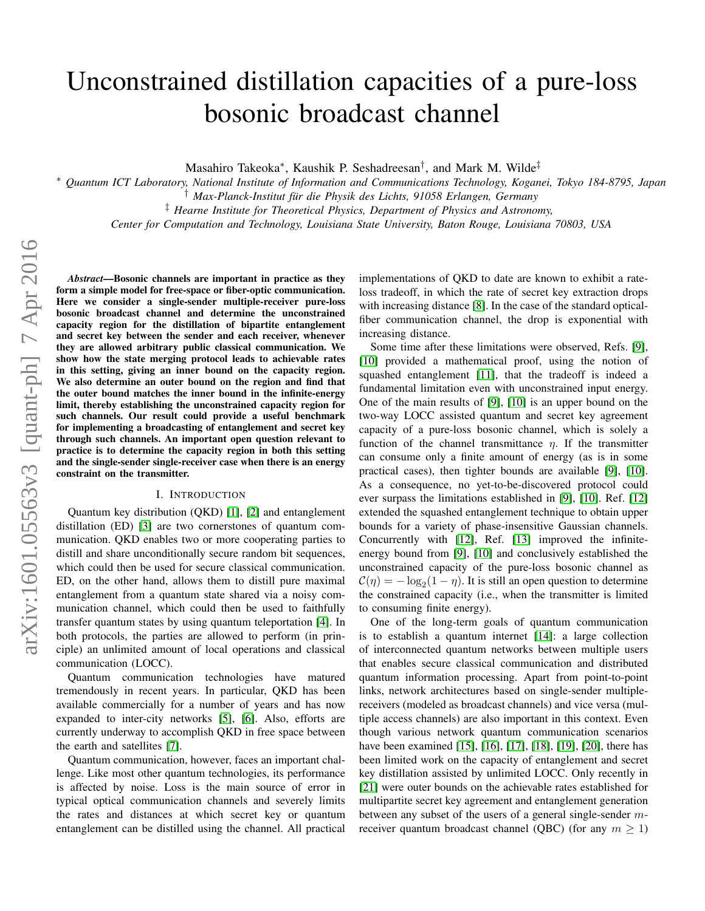# Unconstrained distillation capacities of a pure-loss bosonic broadcast channel

Masahiro Takeoka*, Kaushik P. Seshadreesan†, and Mark M. Wilde‡

* *Quantum ICT Laboratory, National Institute of Information and Communications Technology, Koganei, Tokyo 184-8795, Japan*

† *Max-Planck-Institut für die Physik des Lichts, 91058 Erlangen, Germany*

‡ *Hearne Institute for Theoretical Physics, Department of Physics and Astronomy, Center for Computation and Technology, Louisiana State University, Baton Rouge, Louisiana 70803, USA*

***Abstract*—Bosonic channels are important in practice as they form a simple model for free-space or fiber-optic communication. Here we consider a single-sender multiple-receiver pure-loss bosonic broadcast channel and determine the unconstrained capacity region for the distillation of bipartite entanglement and secret key between the sender and each receiver, whenever they are allowed arbitrary public classical communication. We show how the state merging protocol leads to achievable rates in this setting, giving an inner bound on the capacity region. We also determine an outer bound on the region and find that the outer bound matches the inner bound in the infinite-energy limit, thereby establishing the unconstrained capacity region for such channels. Our result could provide a useful benchmark for implementing a broadcasting of entanglement and secret key through such channels. An important open question relevant to practice is to determine the capacity region in both this setting and the single-sender single-receiver case when there is an energy constraint on the transmitter.**

## I. Introduction

Quantum key distribution (QKD) [1], [2] and entanglement distillation (ED) [3] are two cornerstones of quantum communication. QKD enables two or more cooperating parties to distill and share unconditionally secure random bit sequences, which could then be used for secure classical communication. ED, on the other hand, allows them to distill pure maximal entanglement from a quantum state shared via a noisy communication channel, which could then be used to faithfully transfer quantum states by using quantum teleportation [4]. In both protocols, the parties are allowed to perform (in principle) an unlimited amount of local operations and classical communication (LOCC).

Quantum communication technologies have matured tremendously in recent years. In particular, QKD has been available commercially for a number of years and has now expanded to inter-city networks [5], [6]. Also, efforts are currently underway to accomplish QKD in free space between the earth and satellites [7].

Quantum communication, however, faces an important challenge. Like most other quantum technologies, its performance is affected by noise. Loss is the main source of error in typical optical communication channels and severely limits the rates and distances at which secret key or quantum entanglement can be distilled using the channel. All practical implementations of QKD to date are known to exhibit a rate-loss tradeoff, in which the rate of secret key extraction drops with increasing distance [8]. In the case of the standard optical-fiber communication channel, the drop is exponential with increasing distance.

Some time after these limitations were observed, Refs. [9], [10] provided a mathematical proof, using the notion of squashed entanglement [11], that the tradeoff is indeed a fundamental limitation even with unconstrained input energy. One of the main results of [9], [10] is an upper bound on the two-way LOCC assisted quantum and secret key agreement capacity of a pure-loss bosonic channel, which is solely a function of the channel transmittance $\eta$. If the transmitter can consume only a finite amount of energy (as is in some practical cases), then tighter bounds are available [9], [10]. As a consequence, no yet-to-be-discovered protocol could ever surpass the limitations established in [9], [10]. Ref. [12] extended the squashed entanglement technique to obtain upper bounds for a variety of phase-insensitive Gaussian channels. Concurrently with [12], Ref. [13] improved the infinite-energy bound from [9], [10] and conclusively established the unconstrained capacity of the pure-loss bosonic channel as $\mathcal{C}(\eta) = -\log_2(1-\eta)$. It is still an open question to determine the constrained capacity (i.e., when the transmitter is limited to consuming finite energy).

One of the long-term goals of quantum communication is to establish a quantum internet [14]: a large collection of interconnected quantum networks between multiple users that enables secure classical communication and distributed quantum information processing. Apart from point-to-point links, network architectures based on single-sender multiple-receivers (modeled as broadcast channels) and vice versa (multiple access channels) are also important in this context. Even though various network quantum communication scenarios have been examined [15], [16], [17], [18], [19], [20], there has been limited work on the capacity of entanglement and secret key distillation assisted by unlimited LOCC. Only recently in [21] were outer bounds on the achievable rates established for multipartite secret key agreement and entanglement generation between any subset of the users of a general single-sender $m$-receiver quantum broadcast channel (QBC) (for any $m \geq 1$)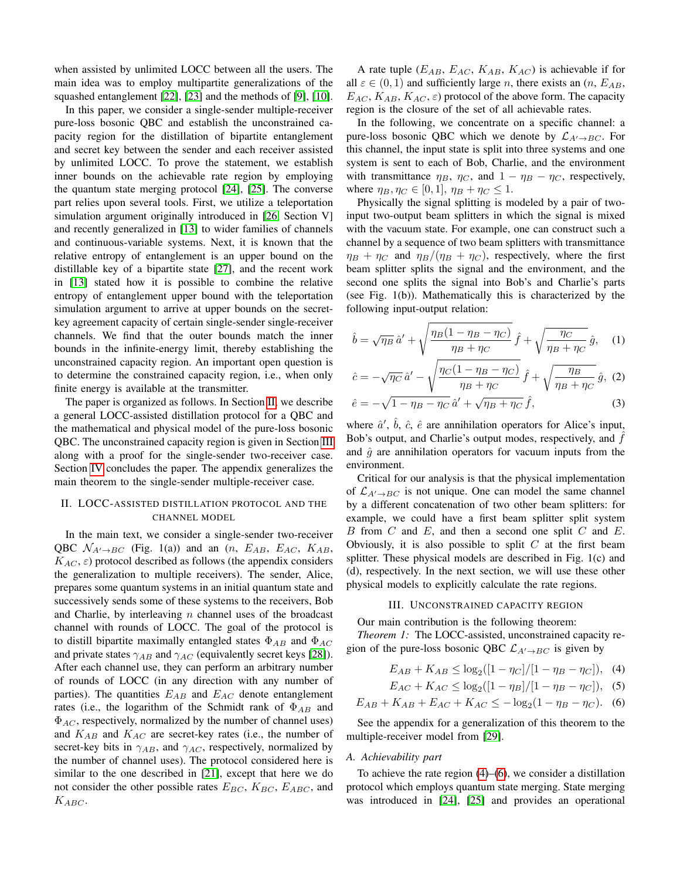when assisted by unlimited LOCC between all the users. The main idea was to employ multipartite generalizations of the squashed entanglement [22], [23] and the methods of [9], [10].

In this paper, we consider a single-sender multiple-receiver pure-loss bosonic QBC and establish the unconstrained capacity region for the distillation of bipartite entanglement and secret key between the sender and each receiver assisted by unlimited LOCC. To prove the statement, we establish inner bounds on the achievable rate region by employing the quantum state merging protocol [24], [25]. The converse part relies upon several tools. First, we utilize a teleportation simulation argument originally introduced in [26, Section V] and recently generalized in [13] to wider families of channels and continuous-variable systems. Next, it is known that the relative entropy of entanglement is an upper bound on the distillable key of a bipartite state [27], and the recent work in [13] stated how it is possible to combine the relative entropy of entanglement upper bound with the teleportation simulation argument to arrive at upper bounds on the secret-key agreement capacity of certain single-sender single-receiver channels. We find that the outer bounds match the inner bounds in the infinite-energy limit, thereby establishing the unconstrained capacity region. An important open question is to determine the constrained capacity region, i.e., when only finite energy is available at the transmitter.

The paper is organized as follows. In Section II, we describe a general LOCC-assisted distillation protocol for a QBC and the mathematical and physical model of the pure-loss bosonic QBC. The unconstrained capacity region is given in Section III along with a proof for the single-sender two-receiver case. Section IV concludes the paper. The appendix generalizes the main theorem to the single-sender multiple-receiver case.

## II. LOCC-assisted distillation protocol and the channel model

In the main text, we consider a single-sender two-receiver QBC $\mathcal{N}_{A'\to BC}$ (Fig. 1(a)) and an ($n$, $E_{AB}$, $E_{AC}$, $K_{AB}$, $K_{AC}$, $\varepsilon$) protocol described as follows (the appendix considers the generalization to multiple receivers). The sender, Alice, prepares some quantum systems in an initial quantum state and successively sends some of these systems to the receivers, Bob and Charlie, by interleaving $n$ channel uses of the broadcast channel with rounds of LOCC. The goal of the protocol is to distill bipartite maximally entangled states $\Phi_{AB}$ and $\Phi_{AC}$ and private states $\gamma_{AB}$ and $\gamma_{AC}$ (equivalently secret keys [28]). After each channel use, they can perform an arbitrary number of rounds of LOCC (in any direction with any number of parties). The quantities $E_{AB}$ and $E_{AC}$ denote entanglement rates (i.e., the logarithm of the Schmidt rank of $\Phi_{AB}$ and $\Phi_{AC}$, respectively, normalized by the number of channel uses) and $K_{AB}$ and $K_{AC}$ are secret-key rates (i.e., the number of secret-key bits in $\gamma_{AB}$, and $\gamma_{AC}$, respectively, normalized by the number of channel uses). The protocol considered here is similar to the one described in [21], except that here we do not consider the other possible rates $E_{BC}$, $K_{BC}$, $E_{ABC}$, and $K_{ABC}$.

A rate tuple ($E_{AB}$, $E_{AC}$, $K_{AB}$, $K_{AC}$) is achievable if for all $\varepsilon \in (0, 1)$ and sufficiently large $n$, there exists an ($n$, $E_{AB}$, $E_{AC}$, $K_{AB}$, $K_{AC}$, $\varepsilon$) protocol of the above form. The capacity region is the closure of the set of all achievable rates.

In the following, we concentrate on a specific channel: a pure-loss bosonic QBC which we denote by $\mathcal{L}_{A'\to BC}$. For this channel, the input state is split into three systems and one system is sent to each of Bob, Charlie, and the environment with transmittance $\eta_B$, $\eta_C$, and $1 - \eta_B - \eta_C$, respectively, where $\eta_B, \eta_C \in [0, 1]$, $\eta_B + \eta_C \leq 1$.

Physically the signal splitting is modeled by a pair of two-input two-output beam splitters in which the signal is mixed with the vacuum state. For example, one can construct such a channel by a sequence of two beam splitters with transmittance $\eta_B + \eta_C$ and $\eta_B/(\eta_B + \eta_C)$, respectively, where the first beam splitter splits the signal and the environment, and the second one splits the signal into Bob's and Charlie's parts (see Fig. 1(b)). Mathematically this is characterized by the following input-output relation:

$$\hat{b} = \sqrt{\eta_B}\,\hat{a}' + \sqrt{\frac{\eta_B(1-\eta_B-\eta_C)}{\eta_B+\eta_C}}\,\hat{f} + \sqrt{\frac{\eta_C}{\eta_B+\eta_C}}\,\hat{g}, \quad (1)$$

$$\hat{c} = -\sqrt{\eta_C}\,\hat{a}' - \sqrt{\frac{\eta_C(1-\eta_B-\eta_C)}{\eta_B+\eta_C}}\,\hat{f} + \sqrt{\frac{\eta_B}{\eta_B+\eta_C}}\,\hat{g}, \quad (2)$$

$$\hat{e} = -\sqrt{1-\eta_B-\eta_C}\,\hat{a}' + \sqrt{\eta_B+\eta_C}\,\hat{f}, \quad (3)$$

where $\hat{a}'$, $\hat{b}$, $\hat{c}$, $\hat{e}$ are annihilation operators for Alice's input, Bob's output, and Charlie's output modes, respectively, and $\hat{f}$ and $\hat{g}$ are annihilation operators for vacuum inputs from the environment.

Critical for our analysis is that the physical implementation of $\mathcal{L}_{A'\to BC}$ is not unique. One can model the same channel by a different concatenation of two other beam splitters: for example, we could have a first beam splitter split system $B$ from $C$ and $E$, and then a second one split $C$ and $E$. Obviously, it is also possible to split $C$ at the first beam splitter. These physical models are described in Fig. 1(c) and (d), respectively. In the next section, we will use these other physical models to explicitly calculate the rate regions.

## III. Unconstrained capacity region

Our main contribution is the following theorem:

*Theorem 1:* The LOCC-assisted, unconstrained capacity region of the pure-loss bosonic QBC $\mathcal{L}_{A'\to BC}$ is given by

$$E_{AB} + K_{AB} \leq \log_2([1-\eta_C]/[1-\eta_B-\eta_C]), \quad (4)$$

$$E_{AC} + K_{AC} \leq \log_2([1-\eta_B]/[1-\eta_B-\eta_C]), \quad (5)$$

$$E_{AB} + K_{AB} + E_{AC} + K_{AC} \leq -\log_2(1-\eta_B-\eta_C). \quad (6)$$

See the appendix for a generalization of this theorem to the multiple-receiver model from [29].

### A. Achievability part

To achieve the rate region (4)–(6), we consider a distillation protocol which employs quantum state merging. State merging was introduced in [24], [25] and provides an operational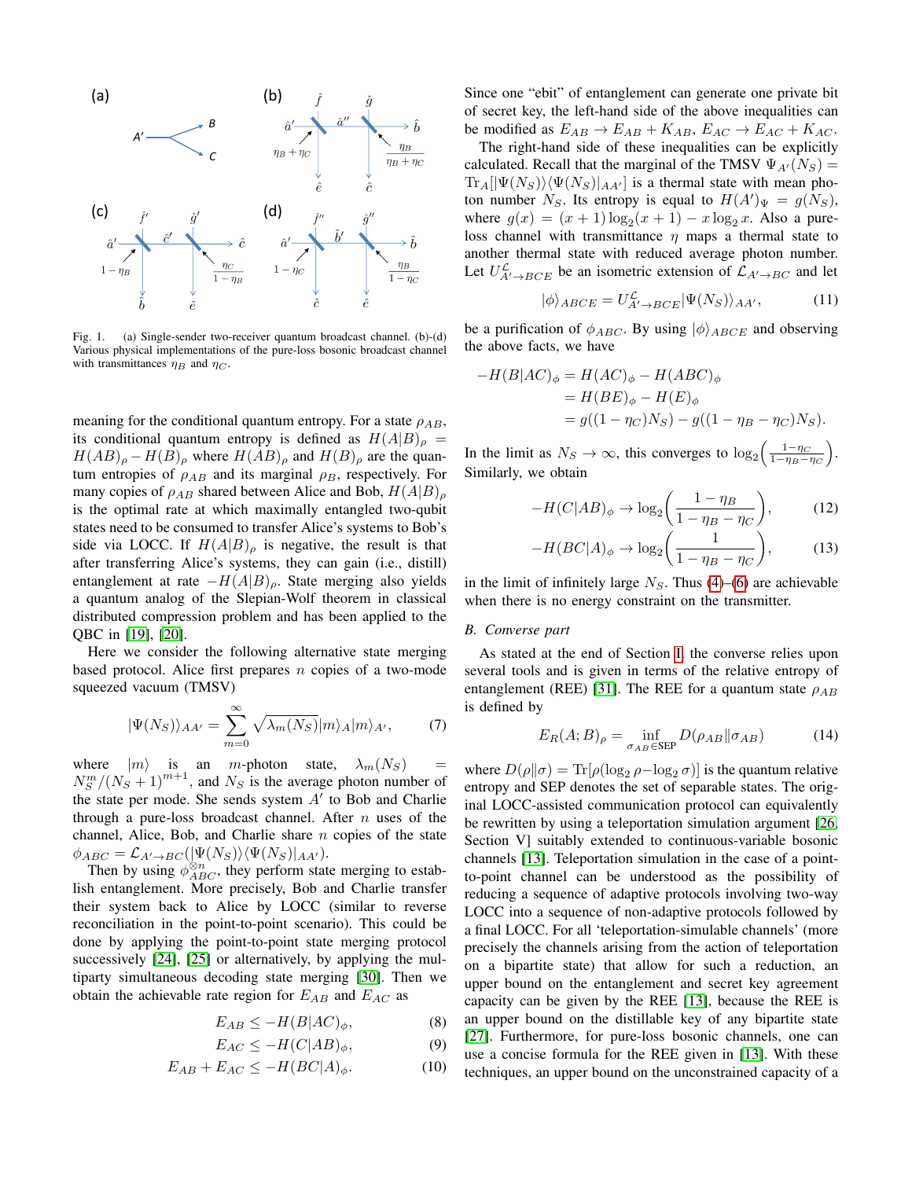Fig. 1. (a) Single-sender two-receiver quantum broadcast channel. (b)-(d) Various physical implementations of the pure-loss bosonic broadcast channel with transmittances $\eta_B$ and $\eta_C$.

meaning for the conditional quantum entropy. For a state $\rho_{AB}$, its conditional quantum entropy is defined as $H(A|B)_\rho = H(AB)_\rho - H(B)_\rho$ where $H(AB)_\rho$ and $H(B)_\rho$ are the quantum entropies of $\rho_{AB}$ and its marginal $\rho_B$, respectively. For many copies of $\rho_{AB}$ shared between Alice and Bob, $H(A|B)_\rho$ is the optimal rate at which maximally entangled two-qubit states need to be consumed to transfer Alice's systems to Bob's side via LOCC. If $H(A|B)_\rho$ is negative, the result is that after transferring Alice's systems, they can gain (i.e., distill) entanglement at rate $-H(A|B)_\rho$. State merging also yields a quantum analog of the Slepian-Wolf theorem in classical distributed compression problem and has been applied to the QBC in [19], [20].

Here we consider the following alternative state merging based protocol. Alice first prepares $n$ copies of a two-mode squeezed vacuum (TMSV)

$$|\Psi(N_S)\rangle_{AA'} = \sum_{m=0}^{\infty} \sqrt{\lambda_m(N_S)}|m\rangle_A|m\rangle_{A'}, \qquad (7)$$

where $|m\rangle$ is an $m$-photon state, $\lambda_m(N_S) = N_S^m/(N_S+1)^{m+1}$, and $N_S$ is the average photon number of the state per mode. She sends system $A'$ to Bob and Charlie through a pure-loss broadcast channel. After $n$ uses of the channel, Alice, Bob, and Charlie share $n$ copies of the state $\phi_{ABC} = \mathcal{L}_{A'\to BC}(|\Psi(N_S)\rangle\langle\Psi(N_S)|_{AA'})$.

Then by using $\phi_{ABC}^{\otimes n}$, they perform state merging to establish entanglement. More precisely, Bob and Charlie transfer their system back to Alice by LOCC (similar to reverse reconciliation in the point-to-point scenario). This could be done by applying the point-to-point state merging protocol successively [24], [25] or alternatively, by applying the multiparty simultaneous decoding state merging [30]. Then we obtain the achievable rate region for $E_{AB}$ and $E_{AC}$ as

$$E_{AB} \le -H(B|AC)_\phi, \qquad (8)$$

$$E_{AC} \le -H(C|AB)_\phi, \qquad (9)$$

$$E_{AB} + E_{AC} \le -H(BC|A)_\phi. \qquad (10)$$

Since one "ebit" of entanglement can generate one private bit of secret key, the left-hand side of the above inequalities can be modified as $E_{AB} \to E_{AB} + K_{AB}$, $E_{AC} \to E_{AC} + K_{AC}$.

The right-hand side of these inequalities can be explicitly calculated. Recall that the marginal of the TMSV $\Psi_{A'}(N_S) = \mathrm{Tr}_A[|\Psi(N_S)\rangle\langle\Psi(N_S)|_{AA'}]$ is a thermal state with mean photon number $N_S$. Its entropy is equal to $H(A')_\Psi = g(N_S)$, where $g(x) = (x+1)\log_2(x+1) - x\log_2 x$. Also a pure-loss channel with transmittance $\eta$ maps a thermal state to another thermal state with reduced average photon number. Let $U^{\mathcal{L}}_{A'\to BCE}$ be an isometric extension of $\mathcal{L}_{A'\to BC}$ and let

$$|\phi\rangle_{ABCE} = U^{\mathcal{L}}_{A'\to BCE}|\Psi(N_S)\rangle_{AA'}, \qquad (11)$$

be a purification of $\phi_{ABC}$. By using $|\phi\rangle_{ABCE}$ and observing the above facts, we have

$$\begin{aligned}
-H(B|AC)_\phi &= H(AC)_\phi - H(ABC)_\phi \\
&= H(BE)_\phi - H(E)_\phi \\
&= g((1-\eta_C)N_S) - g((1-\eta_B-\eta_C)N_S).
\end{aligned}$$

In the limit as $N_S \to \infty$, this converges to $\log_2\left(\frac{1-\eta_C}{1-\eta_B-\eta_C}\right)$. Similarly, we obtain

$$-H(C|AB)_\phi \to \log_2\left(\frac{1-\eta_B}{1-\eta_B-\eta_C}\right), \qquad (12)$$

$$-H(BC|A)_\phi \to \log_2\left(\frac{1}{1-\eta_B-\eta_C}\right), \qquad (13)$$

in the limit of infinitely large $N_S$. Thus (4)–(6) are achievable when there is no energy constraint on the transmitter.

### B. Converse part

As stated at the end of Section I, the converse relies upon several tools and is given in terms of the relative entropy of entanglement (REE) [31]. The REE for a quantum state $\rho_{AB}$ is defined by

$$E_R(A;B)_\rho = \inf_{\sigma_{AB}\in \mathrm{SEP}} D(\rho_{AB}\|\sigma_{AB}) \qquad (14)$$

where $D(\rho\|\sigma) = \mathrm{Tr}[\rho(\log_2\rho - \log_2\sigma)]$ is the quantum relative entropy and SEP denotes the set of separable states. The original LOCC-assisted communication protocol can equivalently be rewritten by using a teleportation simulation argument [26, Section V] suitably extended to continuous-variable bosonic channels [13]. Teleportation simulation in the case of a point-to-point channel can be understood as the possibility of reducing a sequence of adaptive protocols involving two-way LOCC into a sequence of non-adaptive protocols followed by a final LOCC. For all 'teleportation-simulable channels' (more precisely the channels arising from the action of teleportation on a bipartite state) that allow for such a reduction, an upper bound on the entanglement and secret key agreement capacity can be given by the REE [13], because the REE is an upper bound on the distillable key of any bipartite state [27]. Furthermore, for pure-loss bosonic channels, one can use a concise formula for the REE given in [13]. With these techniques, an upper bound on the unconstrained capacity of a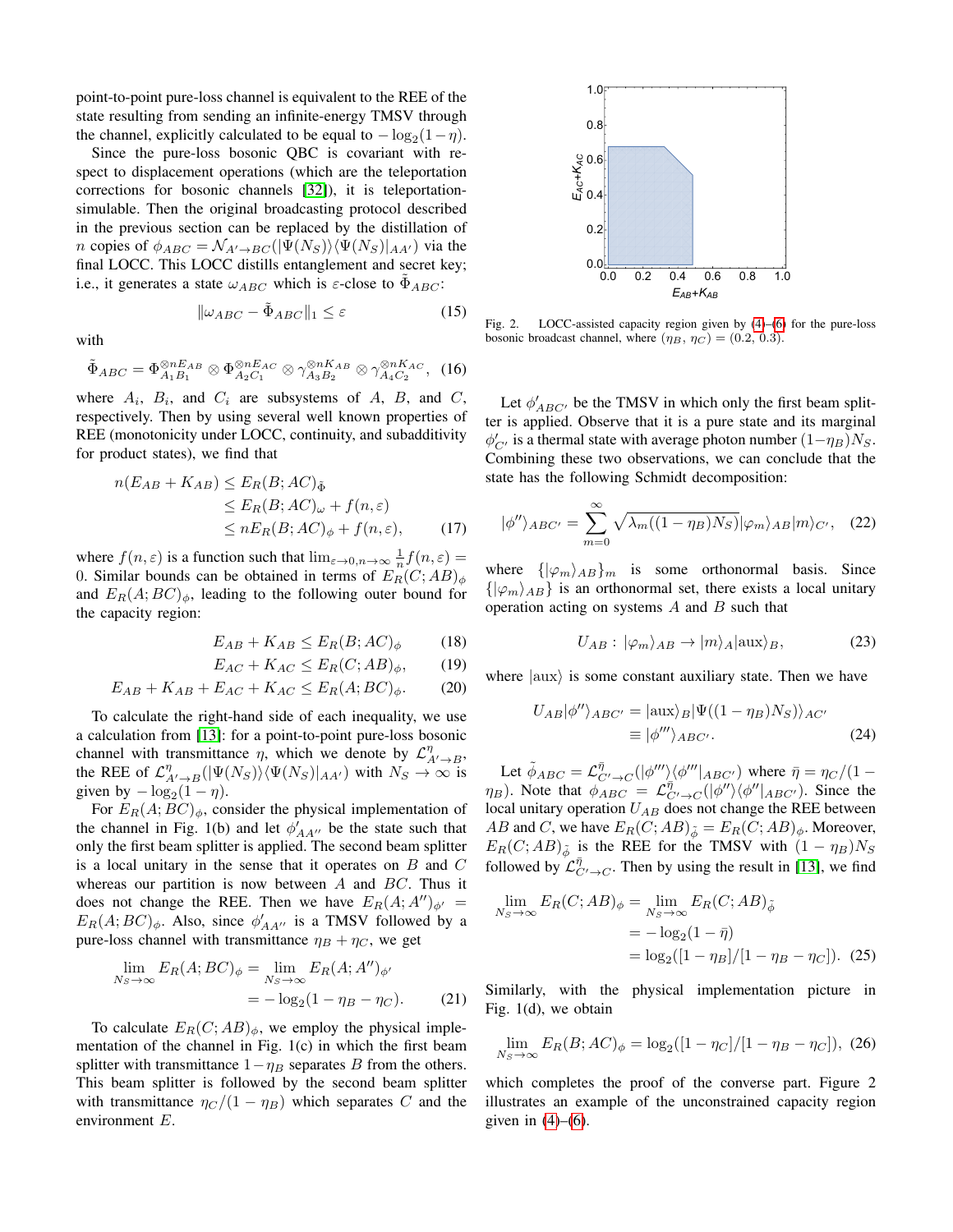point-to-point pure-loss channel is equivalent to the REE of the state resulting from sending an infinite-energy TMSV through the channel, explicitly calculated to be equal to $-\log_2(1-\eta)$.

Since the pure-loss bosonic QBC is covariant with respect to displacement operations (which are the teleportation corrections for bosonic channels [32]), it is teleportation-simulable. Then the original broadcasting protocol described in the previous section can be replaced by the distillation of $n$ copies of $\phi_{ABC} = \mathcal{N}_{A'\to BC}(|\Psi(N_S)\rangle\langle\Psi(N_S)|_{AA'})$ via the final LOCC. This LOCC distills entanglement and secret key; i.e., it generates a state $\omega_{ABC}$ which is $\varepsilon$-close to $\tilde{\Phi}_{ABC}$:

$$\|\omega_{ABC} - \tilde{\Phi}_{ABC}\|_1 \leq \varepsilon \tag{15}$$

with

$$\tilde{\Phi}_{ABC} = \Phi_{A_1B_1}^{\otimes nE_{AB}} \otimes \Phi_{A_2C_1}^{\otimes nE_{AC}} \otimes \gamma_{A_3B_2}^{\otimes nK_{AB}} \otimes \gamma_{A_4C_2}^{\otimes nK_{AC}}, \tag{16}$$

where $A_i$, $B_i$, and $C_i$ are subsystems of $A$, $B$, and $C$, respectively. Then by using several well known properties of REE (monotonicity under LOCC, continuity, and subadditivity for product states), we find that

$$\begin{aligned} n(E_{AB} + K_{AB}) &\leq E_R(B; AC)_{\tilde{\Phi}} \\ &\leq E_R(B; AC)_{\omega} + f(n, \varepsilon) \\ &\leq nE_R(B; AC)_{\phi} + f(n, \varepsilon), \end{aligned} \tag{17}$$

where $f(n,\varepsilon)$ is a function such that $\lim_{\varepsilon\to 0, n\to\infty} \frac{1}{n} f(n,\varepsilon) = 0$. Similar bounds can be obtained in terms of $E_R(C; AB)_{\phi}$ and $E_R(A; BC)_{\phi}$, leading to the following outer bound for the capacity region:

$$E_{AB} + K_{AB} \leq E_R(B; AC)_{\phi} \tag{18}$$
$$E_{AC} + K_{AC} \leq E_R(C; AB)_{\phi}, \tag{19}$$
$$E_{AB} + K_{AB} + E_{AC} + K_{AC} \leq E_R(A; BC)_{\phi}. \tag{20}$$

To calculate the right-hand side of each inequality, we use a calculation from [13]: for a point-to-point pure-loss bosonic channel with transmittance $\eta$, which we denote by $\mathcal{L}^{\eta}_{A'\to B}$, the REE of $\mathcal{L}^{\eta}_{A'\to B}(|\Psi(N_S)\rangle\langle\Psi(N_S)|_{AA'})$ with $N_S \to \infty$ is given by $-\log_2(1-\eta)$.

For $E_R(A; BC)_{\phi}$, consider the physical implementation of the channel in Fig. 1(b) and let $\phi'_{AA''}$ be the state such that only the first beam splitter is applied. The second beam splitter is a local unitary in the sense that it operates on $B$ and $C$ whereas our partition is now between $A$ and $BC$. Thus it does not change the REE. Then we have $E_R(A; A'')_{\phi'} = E_R(A; BC)_{\phi}$. Also, since $\phi'_{AA''}$ is a TMSV followed by a pure-loss channel with transmittance $\eta_B + \eta_C$, we get

$$\begin{aligned} \lim_{N_S\to\infty} E_R(A; BC)_{\phi} &= \lim_{N_S\to\infty} E_R(A; A'')_{\phi'} \\ &= -\log_2(1 - \eta_B - \eta_C). \end{aligned} \tag{21}$$

To calculate $E_R(C; AB)_{\phi}$, we employ the physical implementation of the channel in Fig. 1(c) in which the first beam splitter with transmittance $1-\eta_B$ separates $B$ from the others. This beam splitter is followed by the second beam splitter with transmittance $\eta_C/(1-\eta_B)$ which separates $C$ and the environment $E$.

Fig. 2. LOCC-assisted capacity region given by (4)–(6) for the pure-loss bosonic broadcast channel, where $(\eta_B, \eta_C) = (0.2, 0.3)$.

Let $\phi'_{ABC'}$ be the TMSV in which only the first beam splitter is applied. Observe that it is a pure state and its marginal $\phi'_{C'}$ is a thermal state with average photon number $(1-\eta_B)N_S$. Combining these two observations, we can conclude that the state has the following Schmidt decomposition:

$$|\phi''\rangle_{ABC'} = \sum_{m=0}^{\infty} \sqrt{\lambda_m((1-\eta_B)N_S)} |\varphi_m\rangle_{AB} |m\rangle_{C'}, \tag{22}$$

where $\{|\varphi_m\rangle_{AB}\}_m$ is some orthonormal basis. Since $\{|\varphi_m\rangle_{AB}\}$ is an orthonormal set, there exists a local unitary operation acting on systems $A$ and $B$ such that

$$U_{AB} : |\varphi_m\rangle_{AB} \to |m\rangle_A |\text{aux}\rangle_B, \tag{23}$$

where $|\text{aux}\rangle$ is some constant auxiliary state. Then we have

$$\begin{aligned} U_{AB}|\phi''\rangle_{ABC'} &= |\text{aux}\rangle_B |\Psi((1-\eta_B)N_S)\rangle_{AC'} \\ &\equiv |\phi'''\rangle_{ABC'}. \end{aligned} \tag{24}$$

Let $\tilde{\phi}_{ABC} = \mathcal{L}^{\bar{\eta}}_{C'\to C}(|\phi'''\rangle\langle\phi'''|_{ABC'})$ where $\bar{\eta} = \eta_C/(1-\eta_B)$. Note that $\phi_{ABC} = \mathcal{L}^{\bar{\eta}}_{C'\to C}(|\phi''\rangle\langle\phi''|_{ABC'})$. Since the local unitary operation $U_{AB}$ does not change the REE between $AB$ and $C$, we have $E_R(C; AB)_{\tilde{\phi}} = E_R(C; AB)_{\phi}$. Moreover, $E_R(C; AB)_{\tilde{\phi}}$ is the REE for the TMSV with $(1-\eta_B)N_S$ followed by $\mathcal{L}^{\bar{\eta}}_{C'\to C}$. Then by using the result in [13], we find

$$\begin{aligned} \lim_{N_S\to\infty} E_R(C; AB)_{\phi} &= \lim_{N_S\to\infty} E_R(C; AB)_{\tilde{\phi}} \\ &= -\log_2(1-\bar{\eta}) \\ &= \log_2([1-\eta_B]/[1-\eta_B-\eta_C]). \end{aligned} \tag{25}$$

Similarly, with the physical implementation picture in Fig. 1(d), we obtain

$$\lim_{N_S\to\infty} E_R(B; AC)_{\phi} = \log_2([1-\eta_C]/[1-\eta_B-\eta_C]), \tag{26}$$

which completes the proof of the converse part. Figure 2 illustrates an example of the unconstrained capacity region given in (4)–(6).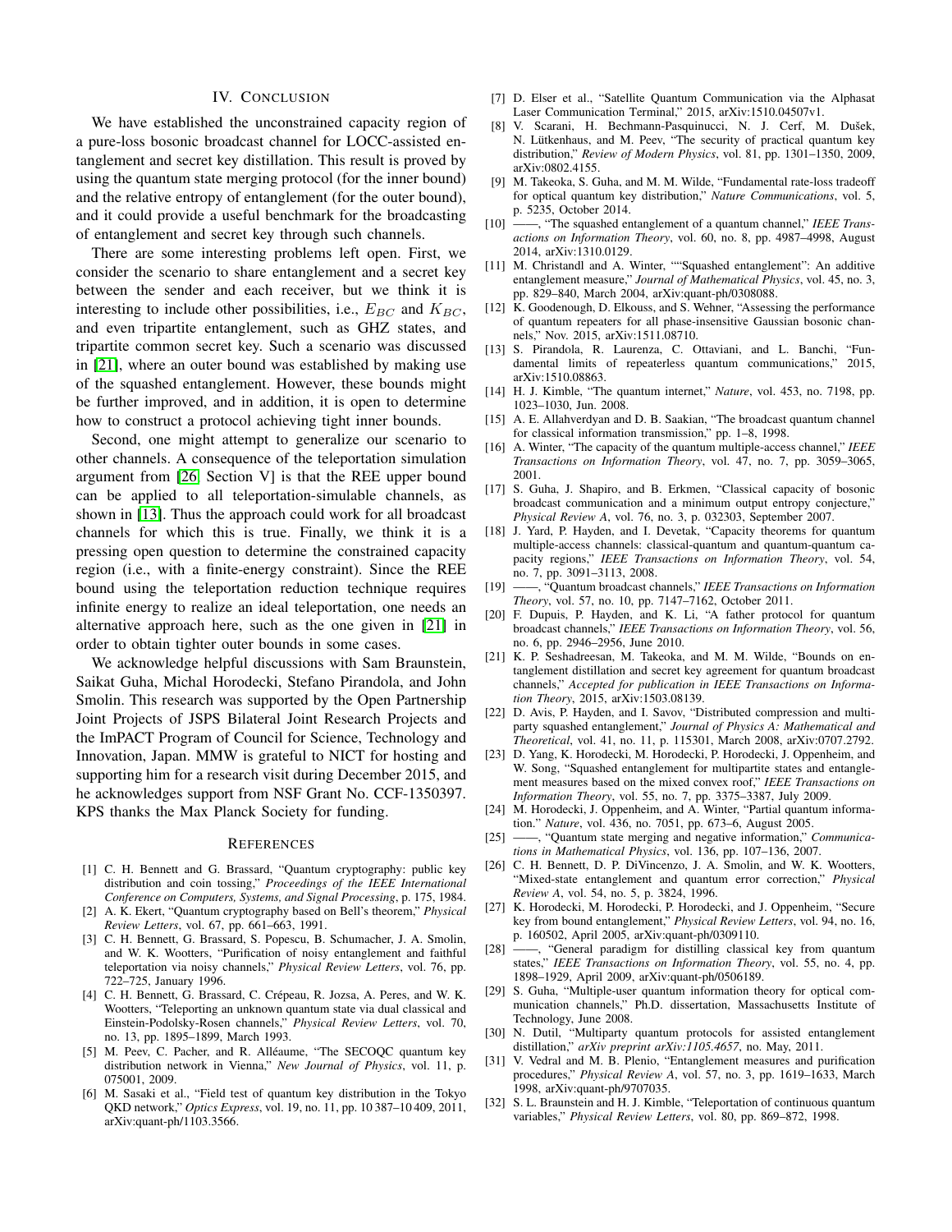## IV. Conclusion

We have established the unconstrained capacity region of a pure-loss bosonic broadcast channel for LOCC-assisted entanglement and secret key distillation. This result is proved by using the quantum state merging protocol (for the inner bound) and the relative entropy of entanglement (for the outer bound), and it could provide a useful benchmark for the broadcasting of entanglement and secret key through such channels.

There are some interesting problems left open. First, we consider the scenario to share entanglement and a secret key between the sender and each receiver, but we think it is interesting to include other possibilities, i.e., $E_{BC}$ and $K_{BC}$, and even tripartite entanglement, such as GHZ states, and tripartite common secret key. Such a scenario was discussed in [21], where an outer bound was established by making use of the squashed entanglement. However, these bounds might be further improved, and in addition, it is open to determine how to construct a protocol achieving tight inner bounds.

Second, one might attempt to generalize our scenario to other channels. A consequence of the teleportation simulation argument from [26, Section V] is that the REE upper bound can be applied to all teleportation-simulable channels, as shown in [13]. Thus the approach could work for all broadcast channels for which this is true. Finally, we think it is a pressing open question to determine the constrained capacity region (i.e., with a finite-energy constraint). Since the REE bound using the teleportation reduction technique requires infinite energy to realize an ideal teleportation, one needs an alternative approach here, such as the one given in [21] in order to obtain tighter outer bounds in some cases.

We acknowledge helpful discussions with Sam Braunstein, Saikat Guha, Michal Horodecki, Stefano Pirandola, and John Smolin. This research was supported by the Open Partnership Joint Projects of JSPS Bilateral Joint Research Projects and the ImPACT Program of Council for Science, Technology and Innovation, Japan. MMW is grateful to NICT for hosting and supporting him for a research visit during December 2015, and he acknowledges support from NSF Grant No. CCF-1350397. KPS thanks the Max Planck Society for funding.

## References

[1] C. H. Bennett and G. Brassard, "Quantum cryptography: public key distribution and coin tossing," *Proceedings of the IEEE International Conference on Computers, Systems, and Signal Processing*, p. 175, 1984.

[2] A. K. Ekert, "Quantum cryptography based on Bell's theorem," *Physical Review Letters*, vol. 67, pp. 661–663, 1991.

[3] C. H. Bennett, G. Brassard, S. Popescu, B. Schumacher, J. A. Smolin, and W. K. Wootters, "Purification of noisy entanglement and faithful teleportation via noisy channels," *Physical Review Letters*, vol. 76, pp. 722–725, January 1996.

[4] C. H. Bennett, G. Brassard, C. Crépeau, R. Jozsa, A. Peres, and W. K. Wootters, "Teleporting an unknown quantum state via dual classical and Einstein-Podolsky-Rosen channels," *Physical Review Letters*, vol. 70, no. 13, pp. 1895–1899, March 1993.

[5] M. Peev, C. Pacher, and R. Alléaume, "The SECOQC quantum key distribution network in Vienna," *New Journal of Physics*, vol. 11, p. 075001, 2009.

[6] M. Sasaki et al., "Field test of quantum key distribution in the Tokyo QKD network," *Optics Express*, vol. 19, no. 11, pp. 10 387–10 409, 2011, arXiv:quant-ph/1103.3566.

[7] D. Elser et al., "Satellite Quantum Communication via the Alphasat Laser Communication Terminal," 2015, arXiv:1510.04507v1.

[8] V. Scarani, H. Bechmann-Pasquinucci, N. J. Cerf, M. Dušek, N. Lütkenhaus, and M. Peev, "The security of practical quantum key distribution," *Review of Modern Physics*, vol. 81, pp. 1301–1350, 2009, arXiv:0802.4155.

[9] M. Takeoka, S. Guha, and M. M. Wilde, "Fundamental rate-loss tradeoff for optical quantum key distribution," *Nature Communications*, vol. 5, p. 5235, October 2014.

[10] ——, "The squashed entanglement of a quantum channel," *IEEE Transactions on Information Theory*, vol. 60, no. 8, pp. 4987–4998, August 2014, arXiv:1310.0129.

[11] M. Christandl and A. Winter, ""Squashed entanglement": An additive entanglement measure," *Journal of Mathematical Physics*, vol. 45, no. 3, pp. 829–840, March 2004, arXiv:quant-ph/0308088.

[12] K. Goodenough, D. Elkouss, and S. Wehner, "Assessing the performance of quantum repeaters for all phase-insensitive Gaussian bosonic channels," Nov. 2015, arXiv:1511.08710.

[13] S. Pirandola, R. Laurenza, C. Ottaviani, and L. Banchi, "Fundamental limits of repeaterless quantum communications," 2015, arXiv:1510.08863.

[14] H. J. Kimble, "The quantum internet," *Nature*, vol. 453, no. 7198, pp. 1023–1030, Jun. 2008.

[15] A. E. Allahverdyan and D. B. Saakian, "The broadcast quantum channel for classical information transmission," pp. 1–8, 1998.

[16] A. Winter, "The capacity of the quantum multiple-access channel," *IEEE Transactions on Information Theory*, vol. 47, no. 7, pp. 3059–3065, 2001.

[17] S. Guha, J. Shapiro, and B. Erkmen, "Classical capacity of bosonic broadcast communication and a minimum output entropy conjecture," *Physical Review A*, vol. 76, no. 3, p. 032303, September 2007.

[18] J. Yard, P. Hayden, and I. Devetak, "Capacity theorems for quantum multiple-access channels: classical-quantum and quantum-quantum capacity regions," *IEEE Transactions on Information Theory*, vol. 54, no. 7, pp. 3091–3113, 2008.

[19] ——, "Quantum broadcast channels," *IEEE Transactions on Information Theory*, vol. 57, no. 10, pp. 7147–7162, October 2011.

[20] F. Dupuis, P. Hayden, and K. Li, "A father protocol for quantum broadcast channels," *IEEE Transactions on Information Theory*, vol. 56, no. 6, pp. 2946–2956, June 2010.

[21] K. P. Seshadreesan, M. Takeoka, and M. M. Wilde, "Bounds on entanglement distillation and secret key agreement for quantum broadcast channels," *Accepted for publication in IEEE Transactions on Information Theory*, 2015, arXiv:1503.08139.

[22] D. Avis, P. Hayden, and I. Savov, "Distributed compression and multiparty squashed entanglement," *Journal of Physics A: Mathematical and Theoretical*, vol. 41, no. 11, p. 115301, March 2008, arXiv:0707.2792.

[23] D. Yang, K. Horodecki, M. Horodecki, P. Horodecki, J. Oppenheim, and W. Song, "Squashed entanglement for multipartite states and entanglement measures based on the mixed convex roof," *IEEE Transactions on Information Theory*, vol. 55, no. 7, pp. 3375–3387, July 2009.

[24] M. Horodecki, J. Oppenheim, and A. Winter, "Partial quantum information." *Nature*, vol. 436, no. 7051, pp. 673–6, August 2005.

[25] ——, "Quantum state merging and negative information," *Communications in Mathematical Physics*, vol. 136, pp. 107–136, 2007.

[26] C. H. Bennett, D. P. DiVincenzo, J. A. Smolin, and W. K. Wootters, "Mixed-state entanglement and quantum error correction," *Physical Review A*, vol. 54, no. 5, p. 3824, 1996.

[27] K. Horodecki, M. Horodecki, P. Horodecki, and J. Oppenheim, "Secure key from bound entanglement," *Physical Review Letters*, vol. 94, no. 16, p. 160502, April 2005, arXiv:quant-ph/0309110.

[28] ——, "General paradigm for distilling classical key from quantum states," *IEEE Transactions on Information Theory*, vol. 55, no. 4, pp. 1898–1929, April 2009, arXiv:quant-ph/0506189.

[29] S. Guha, "Multiple-user quantum information theory for optical communication channels," Ph.D. dissertation, Massachusetts Institute of Technology, June 2008.

[30] N. Dutil, "Multiparty quantum protocols for assisted entanglement distillation," *arXiv preprint arXiv:1105.4657*, no. May, 2011.

[31] V. Vedral and M. B. Plenio, "Entanglement measures and purification procedures," *Physical Review A*, vol. 57, no. 3, pp. 1619–1633, March 1998, arXiv:quant-ph/9707035.

[32] S. L. Braunstein and H. J. Kimble, "Teleportation of continuous quantum variables," *Physical Review Letters*, vol. 80, pp. 869–872, 1998.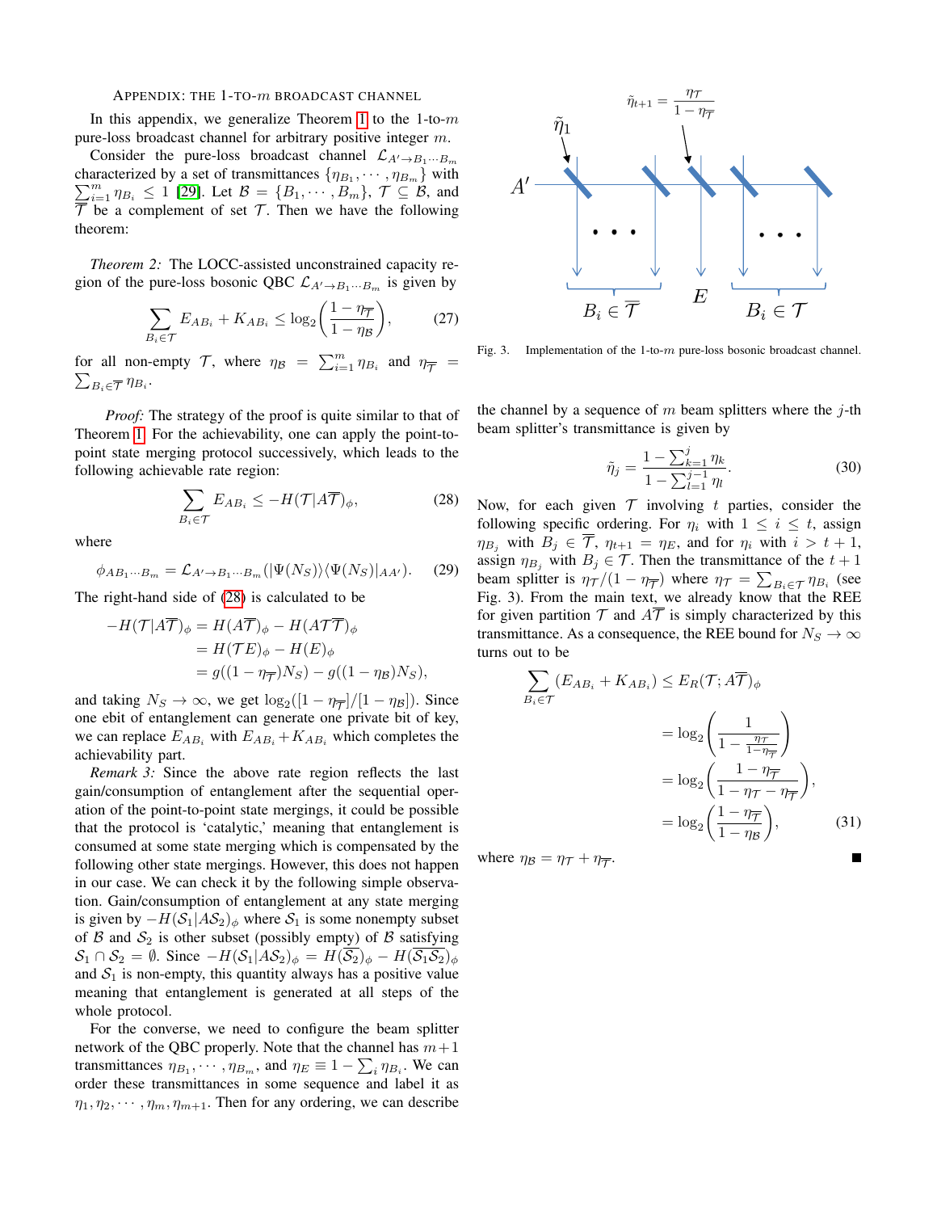## Appendix: The 1-to-$m$ Broadcast Channel

In this appendix, we generalize Theorem 1 to the 1-to-$m$ pure-loss broadcast channel for arbitrary positive integer $m$.

Consider the pure-loss broadcast channel $\mathcal{L}_{A'\to B_1\cdots B_m}$ characterized by a set of transmittances $\{\eta_{B_1},\cdots,\eta_{B_m}\}$ with $\sum_{i=1}^m \eta_{B_i} \le 1$ [29]. Let $\mathcal{B}=\{B_1,\cdots,B_m\}$, $\mathcal{T}\subseteq\mathcal{B}$, and $\overline{\mathcal{T}}$ be a complement of set $\mathcal{T}$. Then we have the following theorem:

*Theorem 2:* The LOCC-assisted unconstrained capacity region of the pure-loss bosonic QBC $\mathcal{L}_{A'\to B_1\cdots B_m}$ is given by

$$\sum_{B_i\in\mathcal{T}} E_{AB_i}+K_{AB_i} \le \log_2\left(\frac{1-\eta_{\overline{\mathcal{T}}}}{1-\eta_{\mathcal{B}}}\right), \tag{27}$$

for all non-empty $\mathcal{T}$, where $\eta_{\mathcal{B}}=\sum_{i=1}^m \eta_{B_i}$ and $\eta_{\overline{\mathcal{T}}}=\sum_{B_i\in\overline{\mathcal{T}}}\eta_{B_i}$.

*Proof:* The strategy of the proof is quite similar to that of Theorem 1. For the achievability, one can apply the point-to-point state merging protocol successively, which leads to the following achievable rate region:

$$\sum_{B_i\in\mathcal{T}} E_{AB_i} \le -H(\mathcal{T}|A\overline{\mathcal{T}})_\phi, \tag{28}$$

where

$$\phi_{AB_1\cdots B_m}=\mathcal{L}_{A'\to B_1\cdots B_m}(|\Psi(N_S)\rangle\langle\Psi(N_S)|_{AA'}). \tag{29}$$

The right-hand side of (28) is calculated to be

$$\begin{aligned}
-H(\mathcal{T}|A\overline{\mathcal{T}})_\phi &= H(A\overline{\mathcal{T}})_\phi - H(A\mathcal{T}\overline{\mathcal{T}})_\phi \\
&= H(\mathcal{T}E)_\phi - H(E)_\phi \\
&= g((1-\eta_{\overline{\mathcal{T}}})N_S) - g((1-\eta_{\mathcal{B}})N_S),
\end{aligned}$$

and taking $N_S\to\infty$, we get $\log_2([1-\eta_{\overline{\mathcal{T}}}]/[1-\eta_{\mathcal{B}}])$. Since one ebit of entanglement can generate one private bit of key, we can replace $E_{AB_i}$ with $E_{AB_i}+K_{AB_i}$ which completes the achievability part.

*Remark 3:* Since the above rate region reflects the last gain/consumption of entanglement after the sequential operation of the point-to-point state mergings, it could be possible that the protocol is 'catalytic,' meaning that entanglement is consumed at some state merging which is compensated by the following other state mergings. However, this does not happen in our case. We can check it by the following simple observation. Gain/consumption of entanglement at any state merging is given by $-H(\mathcal{S}_1|A\mathcal{S}_2)_\phi$ where $\mathcal{S}_1$ is some nonempty subset of $\mathcal{B}$ and $\mathcal{S}_2$ is other subset (possibly empty) of $\mathcal{B}$ satisfying $\mathcal{S}_1\cap\mathcal{S}_2=\emptyset$. Since $-H(\mathcal{S}_1|A\mathcal{S}_2)_\phi = H(\overline{\mathcal{S}_2})_\phi - H(\overline{\mathcal{S}_1\mathcal{S}_2})_\phi$ and $\mathcal{S}_1$ is non-empty, this quantity always has a positive value meaning that entanglement is generated at all steps of the whole protocol.

For the converse, we need to configure the beam splitter network of the QBC properly. Note that the channel has $m+1$ transmittances $\eta_{B_1},\cdots,\eta_{B_m}$, and $\eta_E\equiv 1-\sum_i\eta_{B_i}$. We can order these transmittances in some sequence and label it as $\eta_1,\eta_2,\cdots,\eta_m,\eta_{m+1}$. Then for any ordering, we can describe the channel by a sequence of $m$ beam splitters where the $j$-th beam splitter's transmittance is given by

$$\tilde{\eta}_j=\frac{1-\sum_{k=1}^j\eta_k}{1-\sum_{l=1}^{j-1}\eta_l}. \tag{30}$$

$\tilde{\eta}_{t+1}=\frac{\eta_{\mathcal{T}}}{1-\eta_{\overline{\mathcal{T}}}}$

$\tilde{\eta}_1$

$A'$

$B_i\in\overline{\mathcal{T}}$

$E$

$B_i\in\mathcal{T}$

Fig. 3. Implementation of the 1-to-$m$ pure-loss bosonic broadcast channel.

Now, for each given $\mathcal{T}$ involving $t$ parties, consider the following specific ordering. For $\eta_i$ with $1\le i\le t$, assign $\eta_{B_j}$ with $B_j\in\overline{\mathcal{T}}$, $\eta_{t+1}=\eta_E$, and for $\eta_i$ with $i>t+1$, assign $\eta_{B_j}$ with $B_j\in\mathcal{T}$. Then the transmittance of the $t+1$ beam splitter is $\eta_{\mathcal{T}}/(1-\eta_{\overline{\mathcal{T}}})$ where $\eta_{\mathcal{T}}=\sum_{B_i\in\mathcal{T}}\eta_{B_i}$ (see Fig. 3). From the main text, we already know that the REE for given partition $\mathcal{T}$ and $A\overline{\mathcal{T}}$ is simply characterized by this transmittance. As a consequence, the REE bound for $N_S\to\infty$ turns out to be

$$\begin{aligned}
\sum_{B_i\in\mathcal{T}}(E_{AB_i}+K_{AB_i}) &\le E_R(\mathcal{T};A\overline{\mathcal{T}})_\phi \\
&= \log_2\left(\frac{1}{1-\frac{\eta_{\mathcal{T}}}{1-\eta_{\overline{\mathcal{T}}}}}\right) \\
&= \log_2\left(\frac{1-\eta_{\overline{\mathcal{T}}}}{1-\eta_{\mathcal{T}}-\eta_{\overline{\mathcal{T}}}}\right), \\
&= \log_2\left(\frac{1-\eta_{\overline{\mathcal{T}}}}{1-\eta_{\mathcal{B}}}\right),
\end{aligned} \tag{31}$$

where $\eta_{\mathcal{B}}=\eta_{\mathcal{T}}+\eta_{\overline{\mathcal{T}}}$. ∎